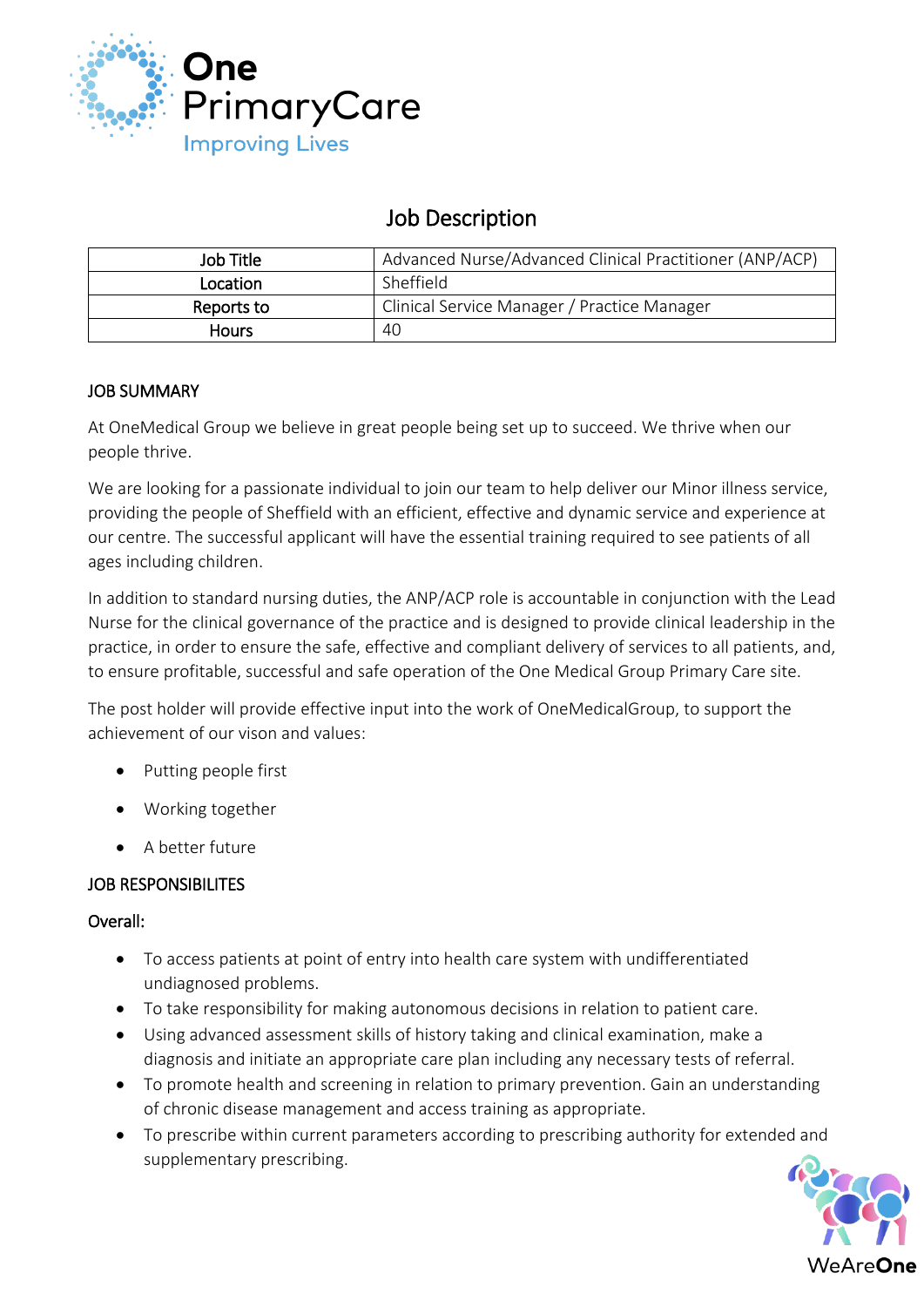# Job Description

| Job Title | Advanced Nurse/Advanced Clinical Practitioner (ANP/ACP) |
|---|---|
| Location | Sheffield |
| Reports to | Clinical Service Manager / Practice Manager |
| Hours | 40 |

## JOB SUMMARY

At OneMedical Group we believe in great people being set up to succeed. We thrive when our people thrive.

We are looking for a passionate individual to join our team to help deliver our Minor illness service, providing the people of Sheffield with an efficient, effective and dynamic service and experience at our centre. The successful applicant will have the essential training required to see patients of all ages including children.

In addition to standard nursing duties, the ANP/ACP role is accountable in conjunction with the Lead Nurse for the clinical governance of the practice and is designed to provide clinical leadership in the practice, in order to ensure the safe, effective and compliant delivery of services to all patients, and, to ensure profitable, successful and safe operation of the One Medical Group Primary Care site.

The post holder will provide effective input into the work of OneMedicalGroup, to support the achievement of our vison and values:

- Putting people first
- Working together
- A better future

## JOB RESPONSIBILITES

### Overall:

- To access patients at point of entry into health care system with undifferentiated undiagnosed problems.
- To take responsibility for making autonomous decisions in relation to patient care.
- Using advanced assessment skills of history taking and clinical examination, make a diagnosis and initiate an appropriate care plan including any necessary tests of referral.
- To promote health and screening in relation to primary prevention. Gain an understanding of chronic disease management and access training as appropriate.
- To prescribe within current parameters according to prescribing authority for extended and supplementary prescribing.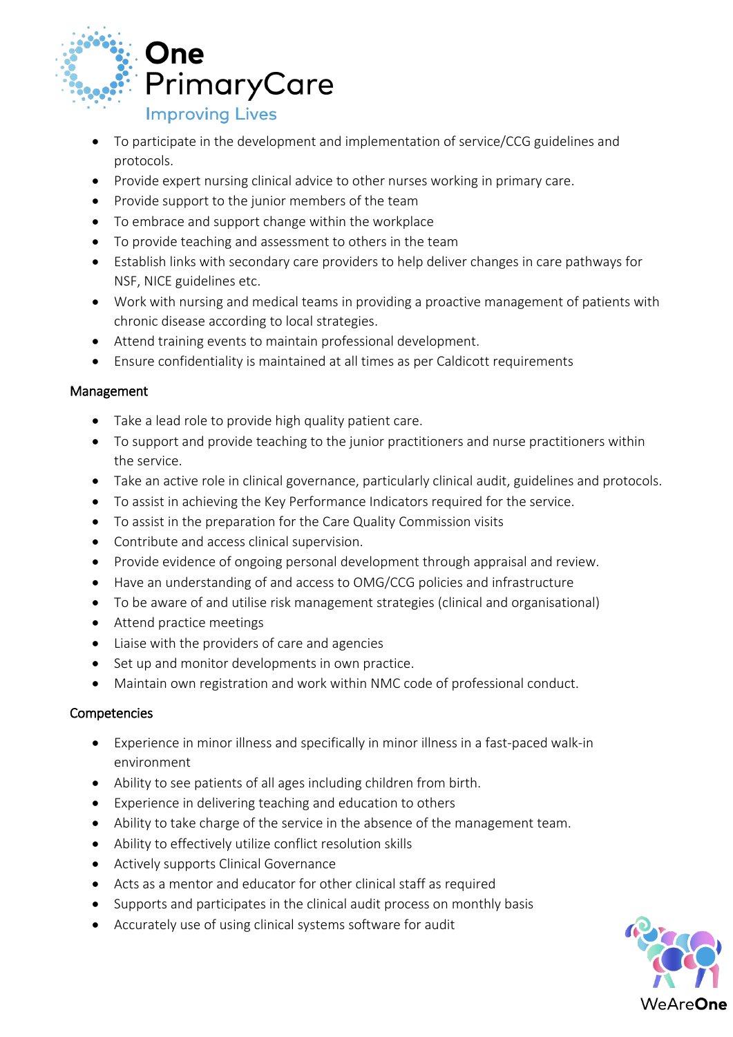- To participate in the development and implementation of service/CCG guidelines and protocols.
- Provide expert nursing clinical advice to other nurses working in primary care.
- Provide support to the junior members of the team
- To embrace and support change within the workplace
- To provide teaching and assessment to others in the team
- Establish links with secondary care providers to help deliver changes in care pathways for NSF, NICE guidelines etc.
- Work with nursing and medical teams in providing a proactive management of patients with chronic disease according to local strategies.
- Attend training events to maintain professional development.
- Ensure confidentiality is maintained at all times as per Caldicott requirements

## Management

- Take a lead role to provide high quality patient care.
- To support and provide teaching to the junior practitioners and nurse practitioners within the service.
- Take an active role in clinical governance, particularly clinical audit, guidelines and protocols.
- To assist in achieving the Key Performance Indicators required for the service.
- To assist in the preparation for the Care Quality Commission visits
- Contribute and access clinical supervision.
- Provide evidence of ongoing personal development through appraisal and review.
- Have an understanding of and access to OMG/CCG policies and infrastructure
- To be aware of and utilise risk management strategies (clinical and organisational)
- Attend practice meetings
- Liaise with the providers of care and agencies
- Set up and monitor developments in own practice.
- Maintain own registration and work within NMC code of professional conduct.

## Competencies

- Experience in minor illness and specifically in minor illness in a fast-paced walk-in environment
- Ability to see patients of all ages including children from birth.
- Experience in delivering teaching and education to others
- Ability to take charge of the service in the absence of the management team.
- Ability to effectively utilize conflict resolution skills
- Actively supports Clinical Governance
- Acts as a mentor and educator for other clinical staff as required
- Supports and participates in the clinical audit process on monthly basis
- Accurately use of using clinical systems software for audit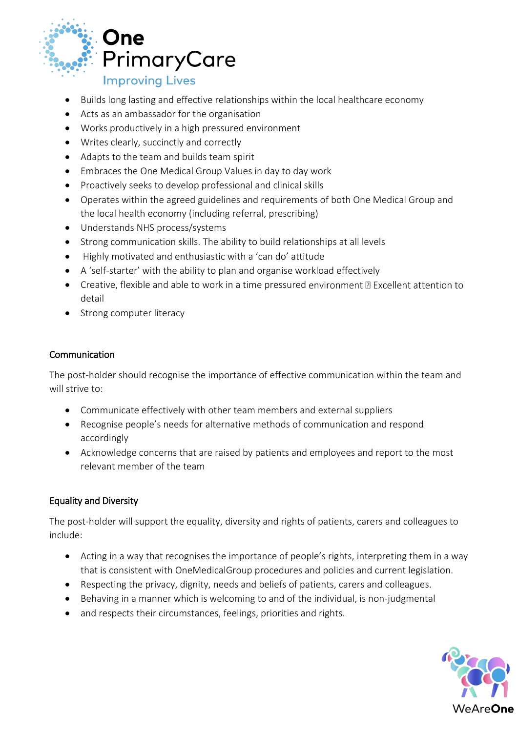- Builds long lasting and effective relationships within the local healthcare economy
- Acts as an ambassador for the organisation
- Works productively in a high pressured environment
- Writes clearly, succinctly and correctly
- Adapts to the team and builds team spirit
- Embraces the One Medical Group Values in day to day work
- Proactively seeks to develop professional and clinical skills
- Operates within the agreed guidelines and requirements of both One Medical Group and the local health economy (including referral, prescribing)
- Understands NHS process/systems
- Strong communication skills. The ability to build relationships at all levels
- Highly motivated and enthusiastic with a 'can do' attitude
- A 'self-starter' with the ability to plan and organise workload effectively
- Creative, flexible and able to work in a time pressured environment  Excellent attention to detail
- Strong computer literacy

## Communication

The post-holder should recognise the importance of effective communication within the team and will strive to:

- Communicate effectively with other team members and external suppliers
- Recognise people's needs for alternative methods of communication and respond accordingly
- Acknowledge concerns that are raised by patients and employees and report to the most relevant member of the team

## Equality and Diversity

The post-holder will support the equality, diversity and rights of patients, carers and colleagues to include:

- Acting in a way that recognises the importance of people's rights, interpreting them in a way that is consistent with OneMedicalGroup procedures and policies and current legislation.
- Respecting the privacy, dignity, needs and beliefs of patients, carers and colleagues.
- Behaving in a manner which is welcoming to and of the individual, is non-judgmental
- and respects their circumstances, feelings, priorities and rights.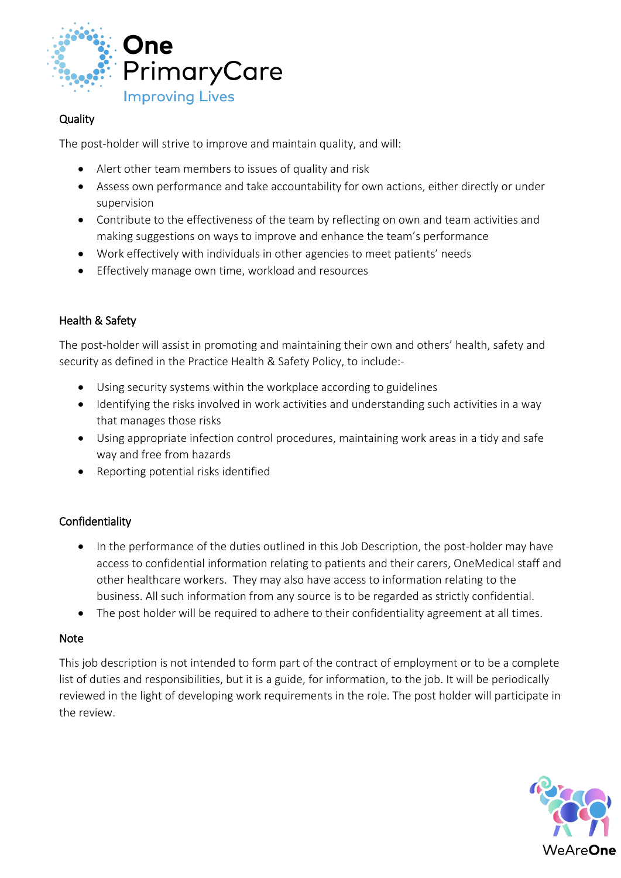## Quality

The post-holder will strive to improve and maintain quality, and will:

- Alert other team members to issues of quality and risk
- Assess own performance and take accountability for own actions, either directly or under supervision
- Contribute to the effectiveness of the team by reflecting on own and team activities and making suggestions on ways to improve and enhance the team's performance
- Work effectively with individuals in other agencies to meet patients' needs
- Effectively manage own time, workload and resources

## Health & Safety

The post-holder will assist in promoting and maintaining their own and others' health, safety and security as defined in the Practice Health & Safety Policy, to include:-

- Using security systems within the workplace according to guidelines
- Identifying the risks involved in work activities and understanding such activities in a way that manages those risks
- Using appropriate infection control procedures, maintaining work areas in a tidy and safe way and free from hazards
- Reporting potential risks identified

## Confidentiality

- In the performance of the duties outlined in this Job Description, the post-holder may have access to confidential information relating to patients and their carers, OneMedical staff and other healthcare workers. They may also have access to information relating to the business. All such information from any source is to be regarded as strictly confidential.
- The post holder will be required to adhere to their confidentiality agreement at all times.

## Note

This job description is not intended to form part of the contract of employment or to be a complete list of duties and responsibilities, but it is a guide, for information, to the job. It will be periodically reviewed in the light of developing work requirements in the role. The post holder will participate in the review.